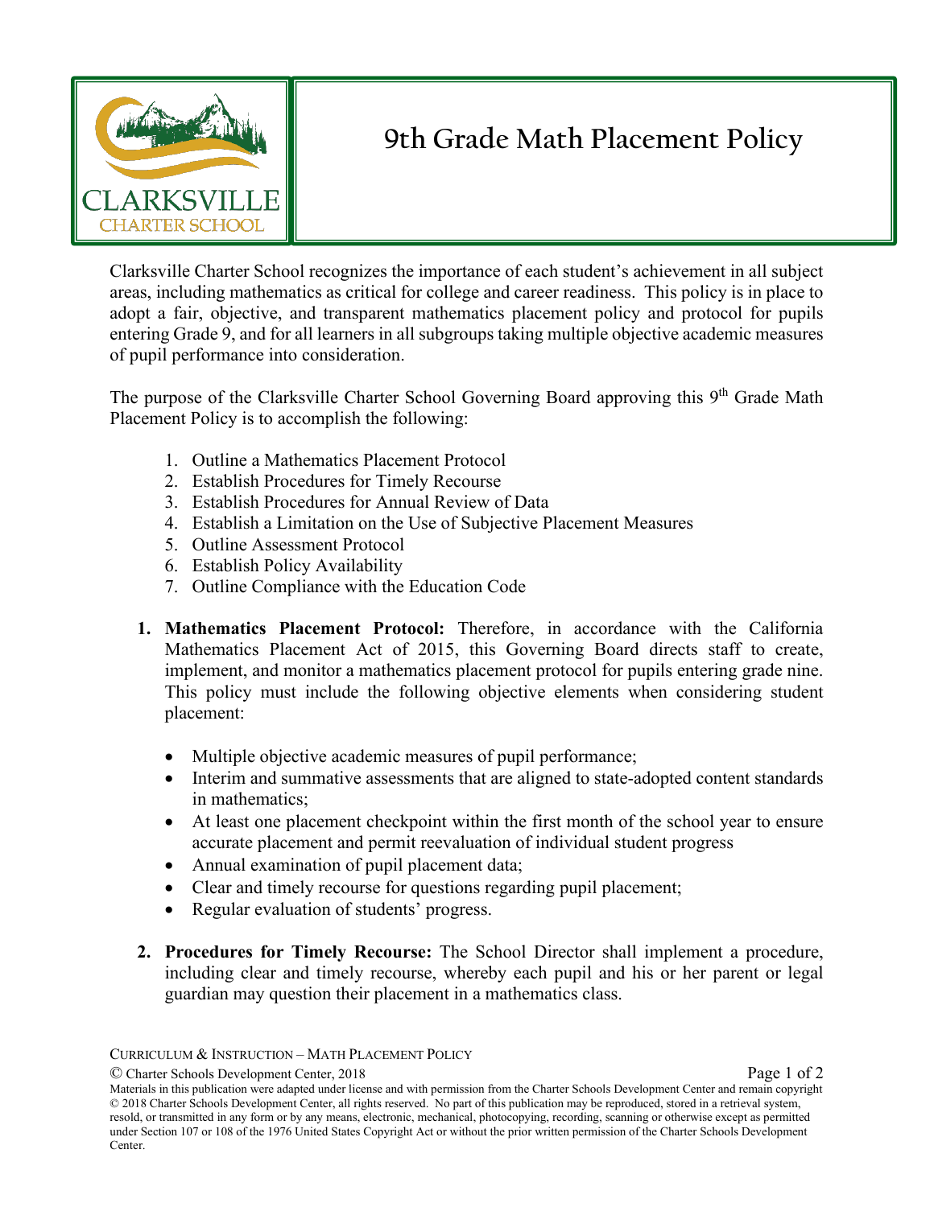# 9th Grade Math Placement Policy

Clarksville Charter School recognizes the importance of each student's achievement in all subject areas, including mathematics as critical for college and career readiness. This policy is in place to adopt a fair, objective, and transparent mathematics placement policy and protocol for pupils entering Grade 9, and for all learners in all subgroups taking multiple objective academic measures of pupil performance into consideration.

The purpose of the Clarksville Charter School Governing Board approving this 9th Grade Math Placement Policy is to accomplish the following:

1. Outline a Mathematics Placement Protocol
2. Establish Procedures for Timely Recourse
3. Establish Procedures for Annual Review of Data
4. Establish a Limitation on the Use of Subjective Placement Measures
5. Outline Assessment Protocol
6. Establish Policy Availability
7. Outline Compliance with the Education Code

1. **Mathematics Placement Protocol:** Therefore, in accordance with the California Mathematics Placement Act of 2015, this Governing Board directs staff to create, implement, and monitor a mathematics placement protocol for pupils entering grade nine. This policy must include the following objective elements when considering student placement:

   - Multiple objective academic measures of pupil performance;
   - Interim and summative assessments that are aligned to state-adopted content standards in mathematics;
   - At least one placement checkpoint within the first month of the school year to ensure accurate placement and permit reevaluation of individual student progress
   - Annual examination of pupil placement data;
   - Clear and timely recourse for questions regarding pupil placement;
   - Regular evaluation of students' progress.

2. **Procedures for Timely Recourse:** The School Director shall implement a procedure, including clear and timely recourse, whereby each pupil and his or her parent or legal guardian may question their placement in a mathematics class.

Materials in this publication were adapted under license and with permission from the Charter Schools Development Center and remain copyright © 2018 Charter Schools Development Center, all rights reserved. No part of this publication may be reproduced, stored in a retrieval system, resold, or transmitted in any form or by any means, electronic, mechanical, photocopying, recording, scanning or otherwise except as permitted under Section 107 or 108 of the 1976 United States Copyright Act or without the prior written permission of the Charter Schools Development Center.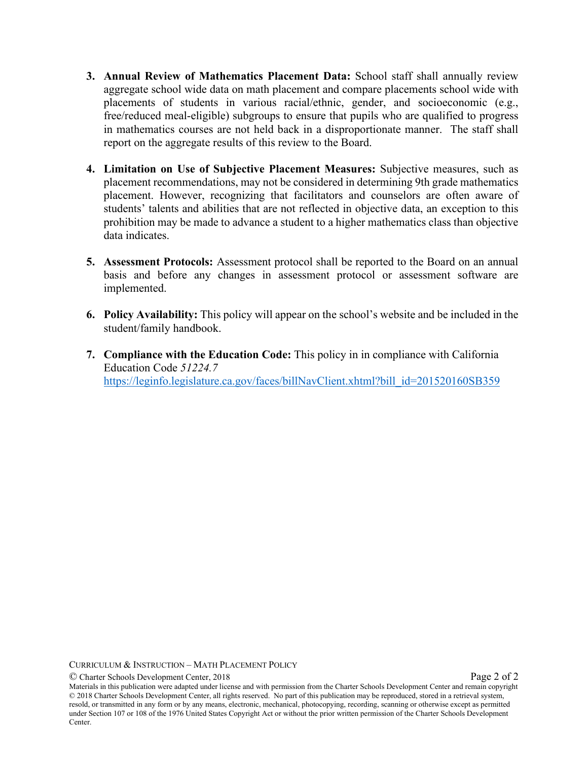3. **Annual Review of Mathematics Placement Data:** School staff shall annually review aggregate school wide data on math placement and compare placements school wide with placements of students in various racial/ethnic, gender, and socioeconomic (e.g., free/reduced meal-eligible) subgroups to ensure that pupils who are qualified to progress in mathematics courses are not held back in a disproportionate manner. The staff shall report on the aggregate results of this review to the Board.

4. **Limitation on Use of Subjective Placement Measures:** Subjective measures, such as placement recommendations, may not be considered in determining 9th grade mathematics placement. However, recognizing that facilitators and counselors are often aware of students' talents and abilities that are not reflected in objective data, an exception to this prohibition may be made to advance a student to a higher mathematics class than objective data indicates.

5. **Assessment Protocols:** Assessment protocol shall be reported to the Board on an annual basis and before any changes in assessment protocol or assessment software are implemented.

6. **Policy Availability:** This policy will appear on the school's website and be included in the student/family handbook.

7. **Compliance with the Education Code:** This policy in in compliance with California Education Code *51224.7* https://leginfo.legislature.ca.gov/faces/billNavClient.xhtml?bill_id=201520160SB359

CURRICULUM & INSTRUCTION – MATH PLACEMENT POLICY

© Charter Schools Development Center, 2018

Materials in this publication were adapted under license and with permission from the Charter Schools Development Center and remain copyright © 2018 Charter Schools Development Center, all rights reserved. No part of this publication may be reproduced, stored in a retrieval system, resold, or transmitted in any form or by any means, electronic, mechanical, photocopying, recording, scanning or otherwise except as permitted under Section 107 or 108 of the 1976 United States Copyright Act or without the prior written permission of the Charter Schools Development Center.